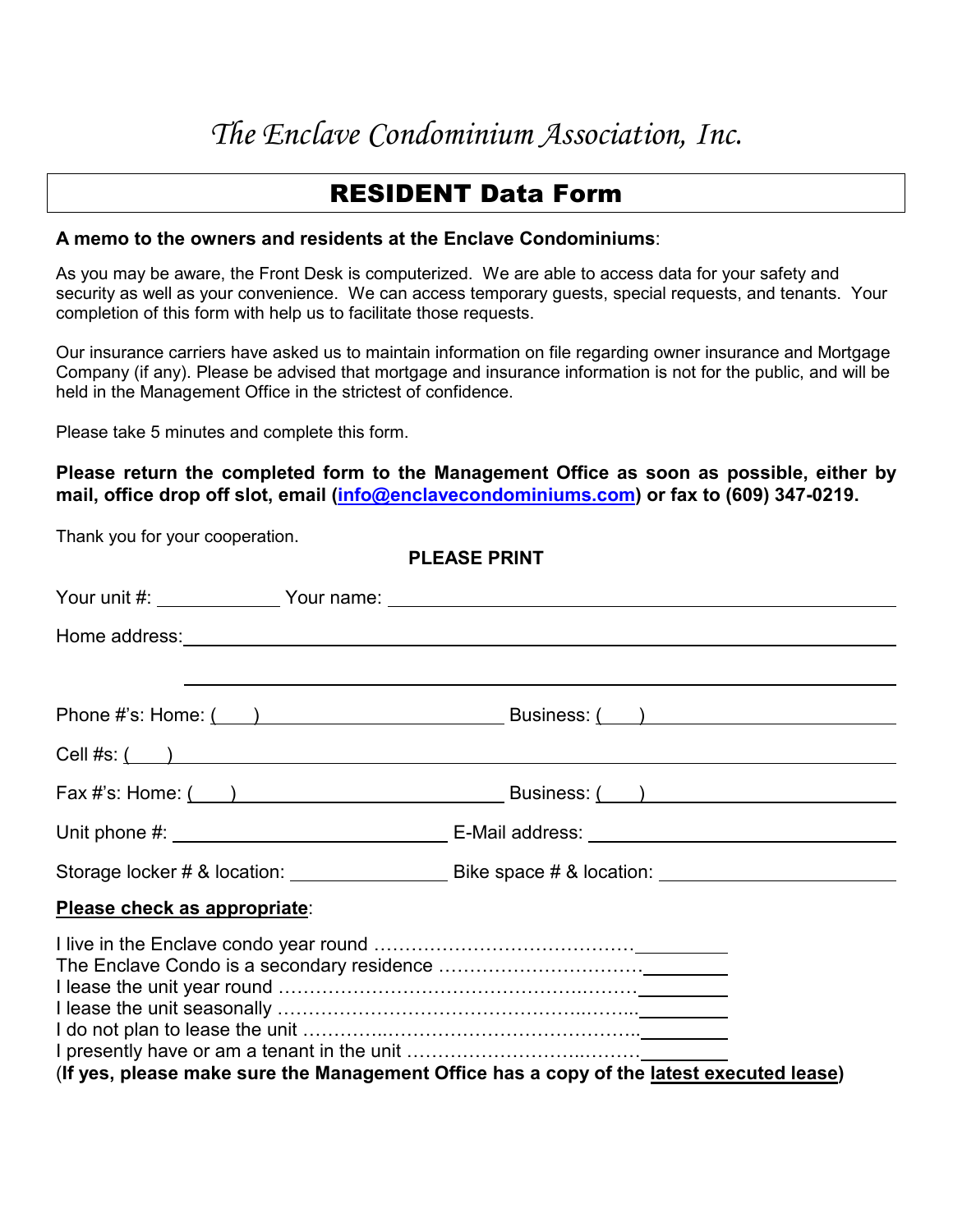# *The Enclave Condominium Association, Inc.*

## RESIDENT Data Form

**A memo to the owners and residents at the Enclave Condominiums**:

As you may be aware, the Front Desk is computerized. We are able to access data for your safety and security as well as your convenience. We can access temporary guests, special requests, and tenants. Your completion of this form with help us to facilitate those requests.

Our insurance carriers have asked us to maintain information on file regarding owner insurance and Mortgage Company (if any). Please be advised that mortgage and insurance information is not for the public, and will be held in the Management Office in the strictest of confidence.

Please take 5 minutes and complete this form.

**Please return the completed form to the Management Office as soon as possible, either by mail, office drop off slot, email (info@enclavecondominiums.com) or fax to (609) 347-0219.**

Thank you for your cooperation.

**PLEASE PRINT**

Your unit #: ____________ Your name: ______________________________________________

Home address: ______________________________________________________________

______________________________________________________________

Phone #'s: Home: (   ) ______________________ Business: (   ) ______________________

Cell #s: (   ) ______________________________________________________________

Fax #'s: Home: (   ) ______________________ Business: (   ) ______________________

Unit phone #: ______________________ E-Mail address: ______________________

Storage locker # & location: ______________ Bike space # & location: ______________

**Please check as appropriate**:

I live in the Enclave condo year round ……………………………………_________
The Enclave Condo is a secondary residence ……………………………_________
I lease the unit year round ……………………………………………..………_________
I lease the unit seasonally …………………………………………..……...._________
I do not plan to lease the unit …………...…………………………………..._________
I presently have or am a tenant in the unit ……………………….....………_________
(**If yes, please make sure the Management Office has a copy of the latest executed lease**)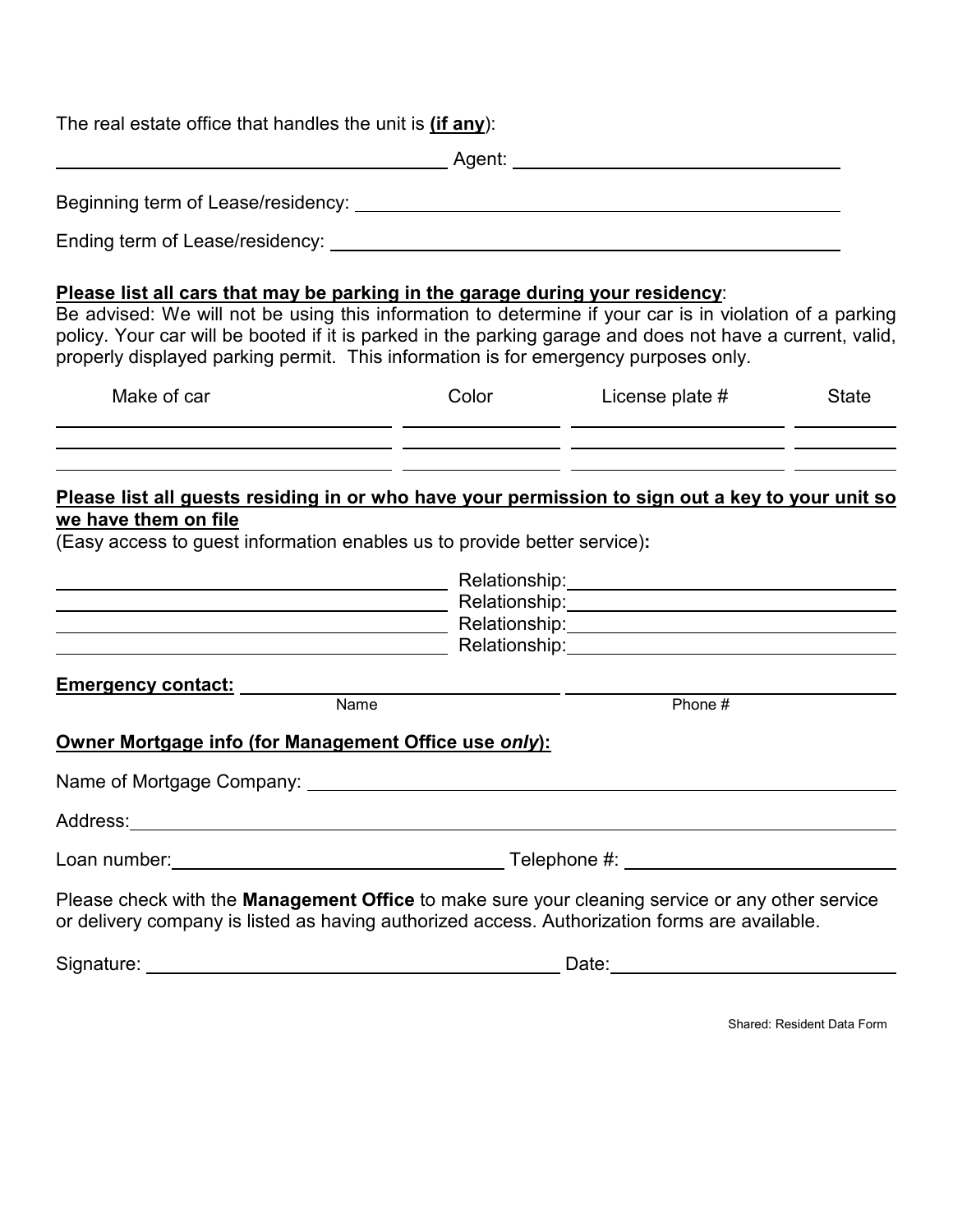The real estate office that handles the unit is **(if any)**:

\_\_\_\_\_\_\_\_\_\_\_\_\_\_\_\_\_\_\_\_\_\_\_\_\_\_\_\_\_\_ Agent: \_\_\_\_\_\_\_\_\_\_\_\_\_\_\_\_\_\_\_\_\_\_\_\_\_\_\_\_\_\_

Beginning term of Lease/residency: \_\_\_\_\_\_\_\_\_\_\_\_\_\_\_\_\_\_\_\_\_\_\_\_\_\_\_\_\_\_

Ending term of Lease/residency: \_\_\_\_\_\_\_\_\_\_\_\_\_\_\_\_\_\_\_\_\_\_\_\_\_\_\_\_\_\_

**Please list all cars that may be parking in the garage during your residency**:
Be advised: We will not be using this information to determine if your car is in violation of a parking policy. Your car will be booted if it is parked in the parking garage and does not have a current, valid, properly displayed parking permit. This information is for emergency purposes only.

| Make of car | Color | License plate # | State |
|---|---|---|---|
| | | | |
| | | | |
| | | | |

**Please list all guests residing in or who have your permission to sign out a key to your unit so we have them on file**
(Easy access to guest information enables us to provide better service)**:**

\_\_\_\_\_\_\_\_\_\_\_\_\_\_\_\_\_\_\_\_\_\_\_\_\_\_\_\_\_\_ Relationship: \_\_\_\_\_\_\_\_\_\_\_\_\_\_\_\_\_\_\_\_\_\_\_\_\_\_\_\_\_\_
\_\_\_\_\_\_\_\_\_\_\_\_\_\_\_\_\_\_\_\_\_\_\_\_\_\_\_\_\_\_ Relationship: \_\_\_\_\_\_\_\_\_\_\_\_\_\_\_\_\_\_\_\_\_\_\_\_\_\_\_\_\_\_
\_\_\_\_\_\_\_\_\_\_\_\_\_\_\_\_\_\_\_\_\_\_\_\_\_\_\_\_\_\_ Relationship: \_\_\_\_\_\_\_\_\_\_\_\_\_\_\_\_\_\_\_\_\_\_\_\_\_\_\_\_\_\_
\_\_\_\_\_\_\_\_\_\_\_\_\_\_\_\_\_\_\_\_\_\_\_\_\_\_\_\_\_\_ Relationship: \_\_\_\_\_\_\_\_\_\_\_\_\_\_\_\_\_\_\_\_\_\_\_\_\_\_\_\_\_\_

**Emergency contact:** \_\_\_\_\_\_\_\_\_\_\_\_\_\_\_\_\_\_\_\_\_\_\_\_\_\_\_\_\_\_ \_\_\_\_\_\_\_\_\_\_\_\_\_\_\_\_\_\_\_\_\_\_\_\_\_\_\_\_\_\_
Name Phone #

**Owner Mortgage info (for Management Office use *only*):**

Name of Mortgage Company: \_\_\_\_\_\_\_\_\_\_\_\_\_\_\_\_\_\_\_\_\_\_\_\_\_\_\_\_\_\_

Address: \_\_\_\_\_\_\_\_\_\_\_\_\_\_\_\_\_\_\_\_\_\_\_\_\_\_\_\_\_\_

Loan number: \_\_\_\_\_\_\_\_\_\_\_\_\_\_\_\_\_\_\_\_\_\_\_\_\_\_\_\_\_\_ Telephone #: \_\_\_\_\_\_\_\_\_\_\_\_\_\_\_\_\_\_\_\_\_\_\_\_\_\_\_\_\_\_

Please check with the **Management Office** to make sure your cleaning service or any other service or delivery company is listed as having authorized access. Authorization forms are available.

Signature: \_\_\_\_\_\_\_\_\_\_\_\_\_\_\_\_\_\_\_\_\_\_\_\_\_\_\_\_\_\_ Date: \_\_\_\_\_\_\_\_\_\_\_\_\_\_\_\_\_\_\_\_\_\_\_\_\_\_\_\_\_\_

Shared: Resident Data Form